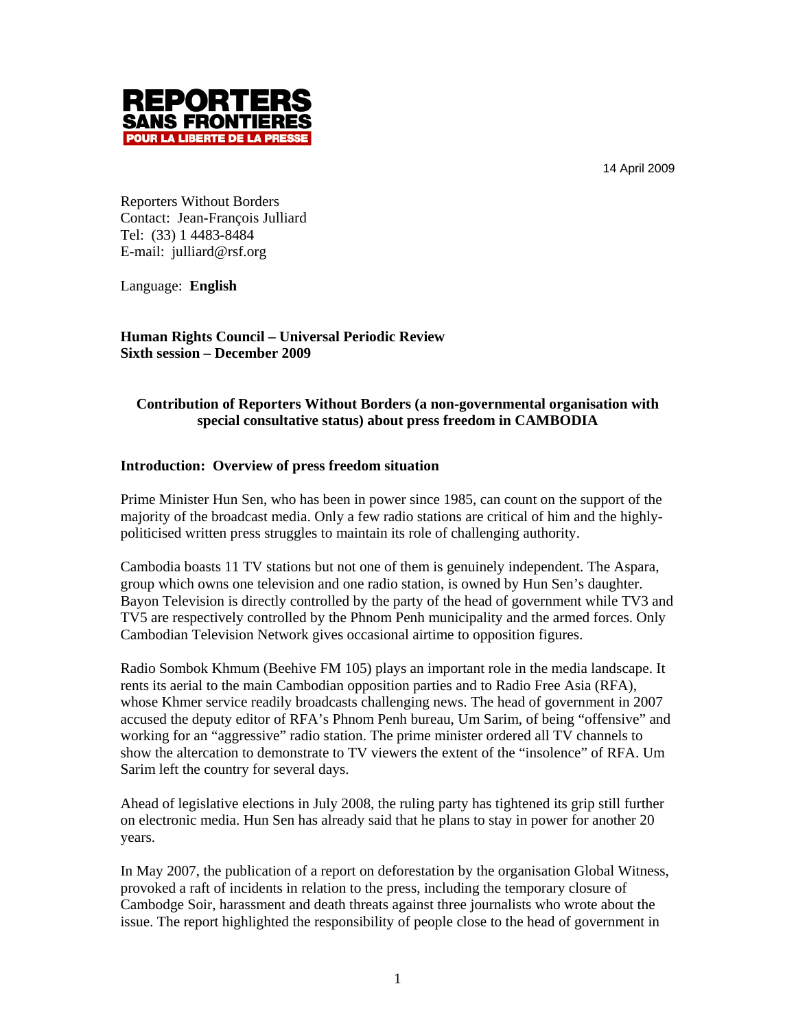REPORTERS SANS FRONTIERES
POUR LA LIBERTE DE LA PRESSE

14 April 2009

Reporters Without Borders
Contact: Jean-François Julliard
Tel: (33) 1 4483-8484
E-mail: julliard@rsf.org

Language: **English**

**Human Rights Council – Universal Periodic Review**
**Sixth session – December 2009**

**Contribution of Reporters Without Borders (a non-governmental organisation with special consultative status) about press freedom in CAMBODIA**

**Introduction: Overview of press freedom situation**

Prime Minister Hun Sen, who has been in power since 1985, can count on the support of the majority of the broadcast media. Only a few radio stations are critical of him and the highly-politicised written press struggles to maintain its role of challenging authority.

Cambodia boasts 11 TV stations but not one of them is genuinely independent. The Aspara, group which owns one television and one radio station, is owned by Hun Sen's daughter. Bayon Television is directly controlled by the party of the head of government while TV3 and TV5 are respectively controlled by the Phnom Penh municipality and the armed forces. Only Cambodian Television Network gives occasional airtime to opposition figures.

Radio Sombok Khmum (Beehive FM 105) plays an important role in the media landscape. It rents its aerial to the main Cambodian opposition parties and to Radio Free Asia (RFA), whose Khmer service readily broadcasts challenging news. The head of government in 2007 accused the deputy editor of RFA's Phnom Penh bureau, Um Sarim, of being "offensive" and working for an "aggressive" radio station. The prime minister ordered all TV channels to show the altercation to demonstrate to TV viewers the extent of the "insolence" of RFA. Um Sarim left the country for several days.

Ahead of legislative elections in July 2008, the ruling party has tightened its grip still further on electronic media. Hun Sen has already said that he plans to stay in power for another 20 years.

In May 2007, the publication of a report on deforestation by the organisation Global Witness, provoked a raft of incidents in relation to the press, including the temporary closure of Cambodge Soir, harassment and death threats against three journalists who wrote about the issue. The report highlighted the responsibility of people close to the head of government in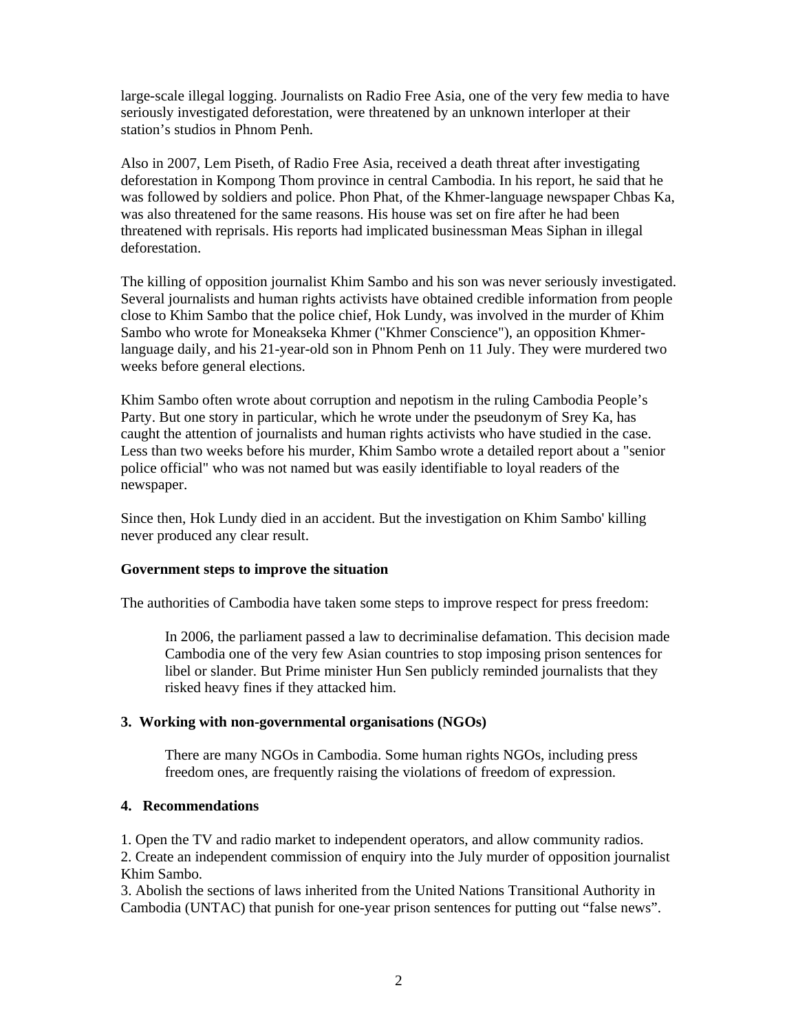large-scale illegal logging. Journalists on Radio Free Asia, one of the very few media to have seriously investigated deforestation, were threatened by an unknown interloper at their station's studios in Phnom Penh.

Also in 2007, Lem Piseth, of Radio Free Asia, received a death threat after investigating deforestation in Kompong Thom province in central Cambodia. In his report, he said that he was followed by soldiers and police. Phon Phat, of the Khmer-language newspaper Chbas Ka, was also threatened for the same reasons. His house was set on fire after he had been threatened with reprisals. His reports had implicated businessman Meas Siphan in illegal deforestation.

The killing of opposition journalist Khim Sambo and his son was never seriously investigated. Several journalists and human rights activists have obtained credible information from people close to Khim Sambo that the police chief, Hok Lundy, was involved in the murder of Khim Sambo who wrote for Moneakseka Khmer ("Khmer Conscience"), an opposition Khmer-language daily, and his 21-year-old son in Phnom Penh on 11 July. They were murdered two weeks before general elections.

Khim Sambo often wrote about corruption and nepotism in the ruling Cambodia People's Party. But one story in particular, which he wrote under the pseudonym of Srey Ka, has caught the attention of journalists and human rights activists who have studied in the case. Less than two weeks before his murder, Khim Sambo wrote a detailed report about a "senior police official" who was not named but was easily identifiable to loyal readers of the newspaper.

Since then, Hok Lundy died in an accident. But the investigation on Khim Sambo' killing never produced any clear result.

**Government steps to improve the situation**

The authorities of Cambodia have taken some steps to improve respect for press freedom:

> In 2006, the parliament passed a law to decriminalise defamation. This decision made Cambodia one of the very few Asian countries to stop imposing prison sentences for libel or slander. But Prime minister Hun Sen publicly reminded journalists that they risked heavy fines if they attacked him.

## 3. Working with non-governmental organisations (NGOs)

> There are many NGOs in Cambodia. Some human rights NGOs, including press freedom ones, are frequently raising the violations of freedom of expression.

## 4. Recommendations

1. Open the TV and radio market to independent operators, and allow community radios.
2. Create an independent commission of enquiry into the July murder of opposition journalist Khim Sambo.
3. Abolish the sections of laws inherited from the United Nations Transitional Authority in Cambodia (UNTAC) that punish for one-year prison sentences for putting out "false news".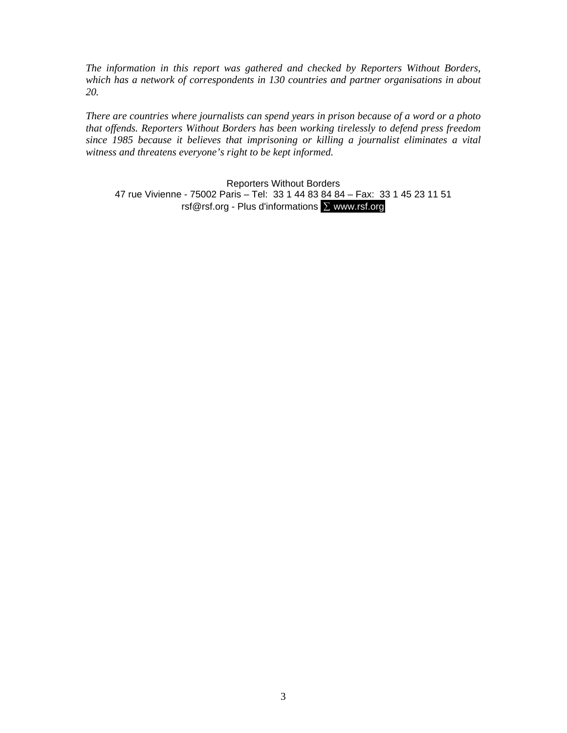*The information in this report was gathered and checked by Reporters Without Borders, which has a network of correspondents in 130 countries and partner organisations in about 20.*

*There are countries where journalists can spend years in prison because of a word or a photo that offends. Reporters Without Borders has been working tirelessly to defend press freedom since 1985 because it believes that imprisoning or killing a journalist eliminates a vital witness and threatens everyone's right to be kept informed.*

Reporters Without Borders
47 rue Vivienne - 75002 Paris – Tel: 33 1 44 83 84 84 – Fax: 33 1 45 23 11 51
rsf@rsf.org - Plus d'informations ∑ www.rsf.org